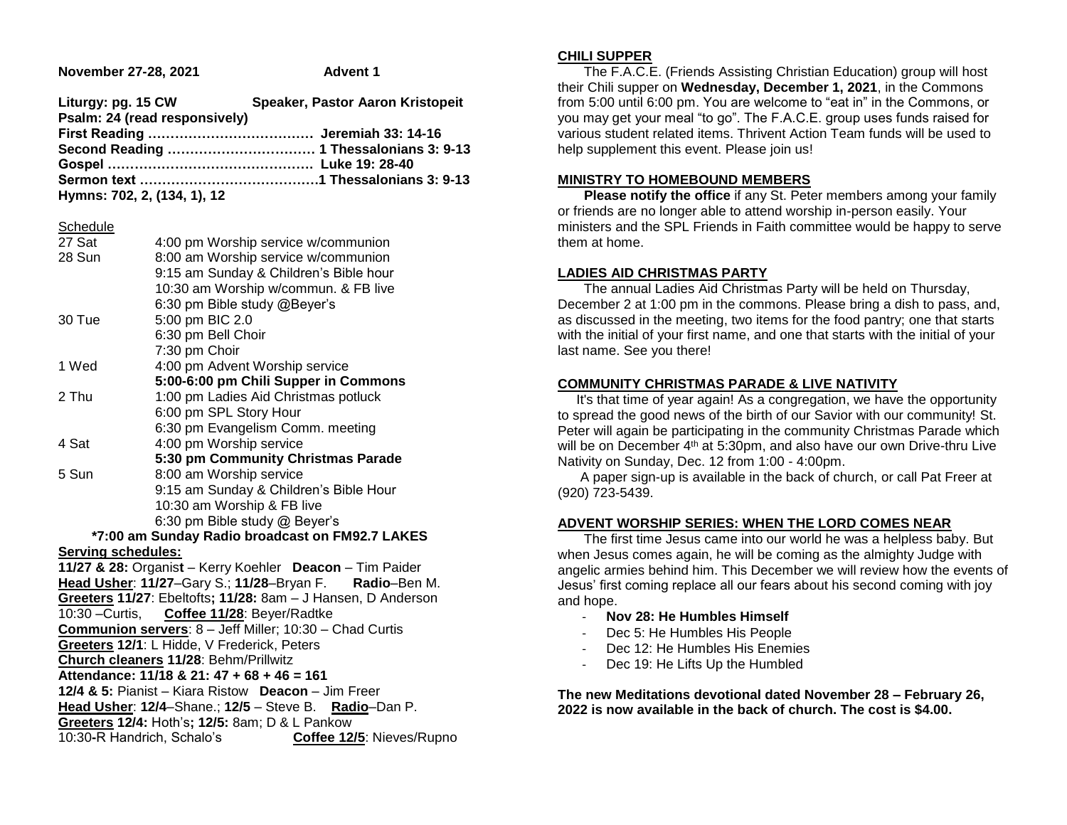**November 27-28, 2021 Advent 1**

**Liturgy: pg. 15 CW Speaker, Pastor Aaron Kristopeit**
**Psalm: 24 (read responsively)**
**First Reading ……………………………… Jeremiah 33: 14-16**
**Second Reading …………………………… 1 Thessalonians 3: 9-13**
**Gospel ……………………………………… Luke 19: 28-40**
**Sermon text …………………………………1 Thessalonians 3: 9-13**
**Hymns: 702, 2, (134, 1), 12**

Schedule

| | |
|---|---|
| 27 Sat | 4:00 pm Worship service w/communion |
| 28 Sun | 8:00 am Worship service w/communion |
| | 9:15 am Sunday & Children's Bible hour |
| | 10:30 am Worship w/commun. & FB live |
| | 6:30 pm Bible study @Beyer's |
| 30 Tue | 5:00 pm BIC 2.0 |
| | 6:30 pm Bell Choir |
| | 7:30 pm Choir |
| 1 Wed | 4:00 pm Advent Worship service |
| | **5:00-6:00 pm Chili Supper in Commons** |
| 2 Thu | 1:00 pm Ladies Aid Christmas potluck |
| | 6:00 pm SPL Story Hour |
| | 6:30 pm Evangelism Comm. meeting |
| 4 Sat | 4:00 pm Worship service |
| | **5:30 pm Community Christmas Parade** |
| 5 Sun | 8:00 am Worship service |
| | 9:15 am Sunday & Children's Bible Hour |
| | 10:30 am Worship & FB live |
| | 6:30 pm Bible study @ Beyer's |

**\*7:00 am Sunday Radio broadcast on FM92.7 LAKES**

**Serving schedules:**

**11/27 & 28:** Organist – Kerry Koehler **Deacon** – Tim Paider
**Head Usher**: **11/27**–Gary S.; **11/28**–Bryan F. **Radio**–Ben M.
**Greeters 11/27**: Ebeltofts**; 11/28:** 8am – J Hansen, D Anderson
10:30 –Curtis, **Coffee 11/28**: Beyer/Radtke
**Communion servers**: 8 – Jeff Miller; 10:30 – Chad Curtis
**Greeters 12/1**: L Hidde, V Frederick, Peters
**Church cleaners 11/28**: Behm/Prillwitz
**Attendance: 11/18 & 21: 47 + 68 + 46 = 161**
**12/4 & 5:** Pianist – Kiara Ristow **Deacon** – Jim Freer
**Head Usher**: **12/4**–Shane.; **12/5** – Steve B. **Radio**–Dan P.
**Greeters 12/4:** Hoth's**; 12/5:** 8am; D & L Pankow
10:30-R Handrich, Schalo's **Coffee 12/5**: Nieves/Rupno

## CHILI SUPPER

The F.A.C.E. (Friends Assisting Christian Education) group will host their Chili supper on **Wednesday, December 1, 2021**, in the Commons from 5:00 until 6:00 pm. You are welcome to "eat in" in the Commons, or you may get your meal "to go". The F.A.C.E. group uses funds raised for various student related items. Thrivent Action Team funds will be used to help supplement this event. Please join us!

## MINISTRY TO HOMEBOUND MEMBERS

**Please notify the office** if any St. Peter members among your family or friends are no longer able to attend worship in-person easily. Your ministers and the SPL Friends in Faith committee would be happy to serve them at home.

## LADIES AID CHRISTMAS PARTY

The annual Ladies Aid Christmas Party will be held on Thursday, December 2 at 1:00 pm in the commons. Please bring a dish to pass, and, as discussed in the meeting, two items for the food pantry; one that starts with the initial of your first name, and one that starts with the initial of your last name. See you there!

## COMMUNITY CHRISTMAS PARADE & LIVE NATIVITY

It's that time of year again! As a congregation, we have the opportunity to spread the good news of the birth of our Savior with our community! St. Peter will again be participating in the community Christmas Parade which will be on December 4th at 5:30pm, and also have our own Drive-thru Live Nativity on Sunday, Dec. 12 from 1:00 - 4:00pm.

A paper sign-up is available in the back of church, or call Pat Freer at (920) 723-5439.

## ADVENT WORSHIP SERIES: WHEN THE LORD COMES NEAR

The first time Jesus came into our world he was a helpless baby. But when Jesus comes again, he will be coming as the almighty Judge with angelic armies behind him. This December we will review how the events of Jesus' first coming replace all our fears about his second coming with joy and hope.

- **Nov 28: He Humbles Himself**
- Dec 5: He Humbles His People
- Dec 12: He Humbles His Enemies
- Dec 19: He Lifts Up the Humbled

**The new Meditations devotional dated November 28 – February 26, 2022 is now available in the back of church. The cost is $4.00.**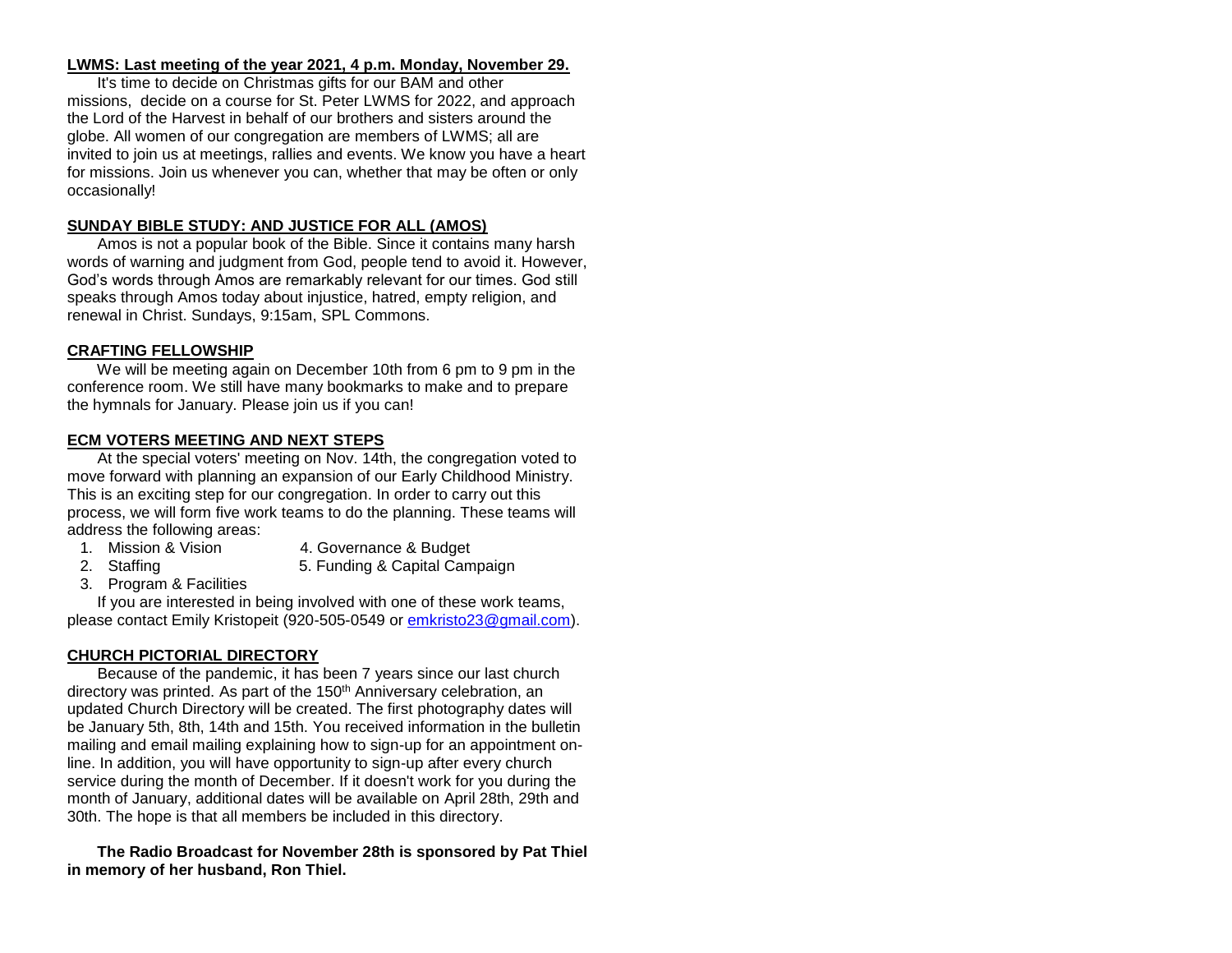**LWMS: Last meeting of the year 2021, 4 p.m. Monday, November 29.**

It's time to decide on Christmas gifts for our BAM and other missions, decide on a course for St. Peter LWMS for 2022, and approach the Lord of the Harvest in behalf of our brothers and sisters around the globe. All women of our congregation are members of LWMS; all are invited to join us at meetings, rallies and events. We know you have a heart for missions. Join us whenever you can, whether that may be often or only occasionally!

**SUNDAY BIBLE STUDY: AND JUSTICE FOR ALL (AMOS)**

Amos is not a popular book of the Bible. Since it contains many harsh words of warning and judgment from God, people tend to avoid it. However, God's words through Amos are remarkably relevant for our times. God still speaks through Amos today about injustice, hatred, empty religion, and renewal in Christ. Sundays, 9:15am, SPL Commons.

**CRAFTING FELLOWSHIP**

We will be meeting again on December 10th from 6 pm to 9 pm in the conference room. We still have many bookmarks to make and to prepare the hymnals for January. Please join us if you can!

**ECM VOTERS MEETING AND NEXT STEPS**

At the special voters' meeting on Nov. 14th, the congregation voted to move forward with planning an expansion of our Early Childhood Ministry. This is an exciting step for our congregation. In order to carry out this process, we will form five work teams to do the planning. These teams will address the following areas:

1. Mission & Vision
2. Staffing
3. Program & Facilities
4. Governance & Budget
5. Funding & Capital Campaign

If you are interested in being involved with one of these work teams, please contact Emily Kristopeit (920-505-0549 or emkristo23@gmail.com).

**CHURCH PICTORIAL DIRECTORY**

Because of the pandemic, it has been 7 years since our last church directory was printed. As part of the 150th Anniversary celebration, an updated Church Directory will be created. The first photography dates will be January 5th, 8th, 14th and 15th. You received information in the bulletin mailing and email mailing explaining how to sign-up for an appointment on-line. In addition, you will have opportunity to sign-up after every church service during the month of December. If it doesn't work for you during the month of January, additional dates will be available on April 28th, 29th and 30th. The hope is that all members be included in this directory.

**The Radio Broadcast for November 28th is sponsored by Pat Thiel in memory of her husband, Ron Thiel.**